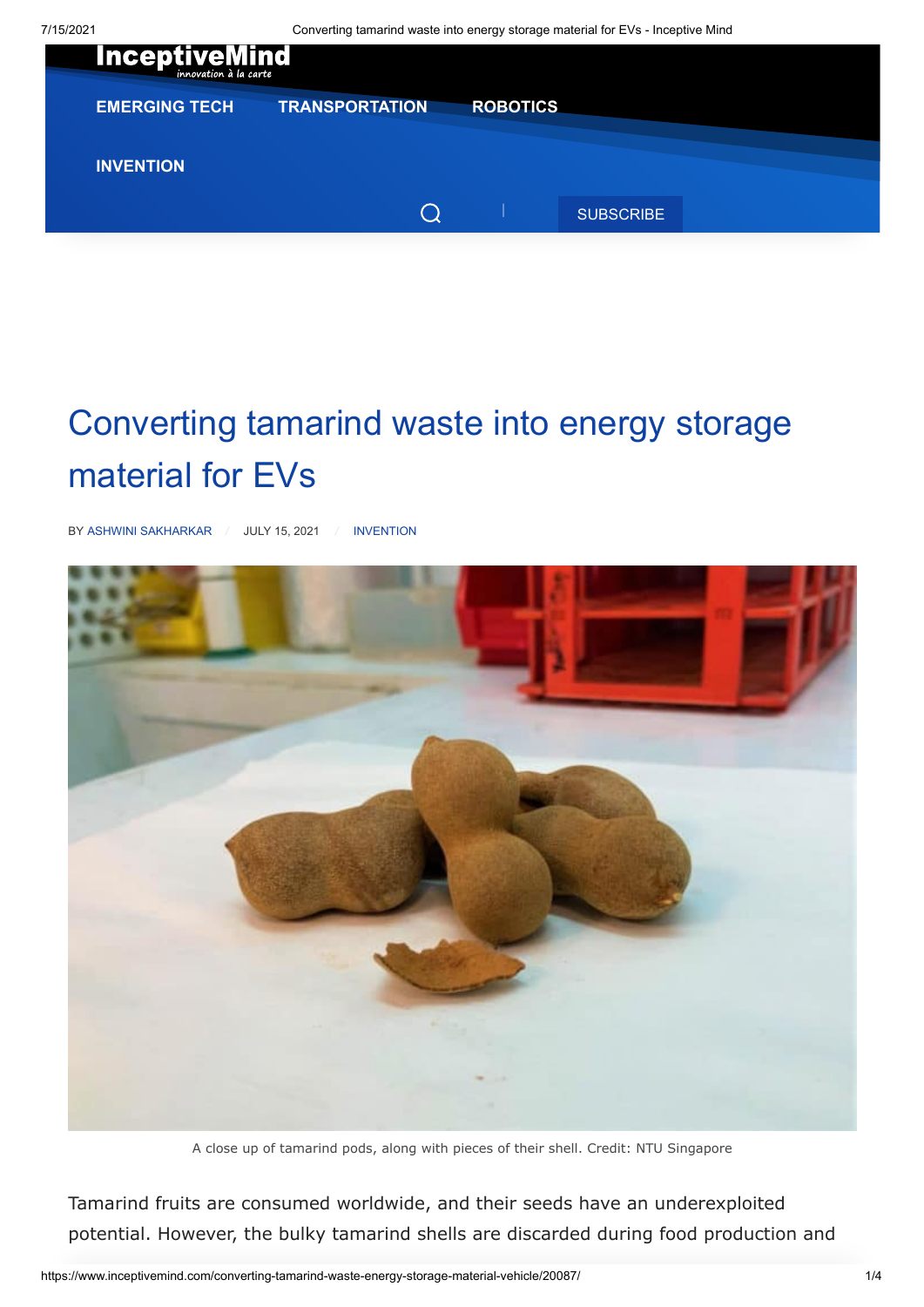# Converting tamarind waste into energy storage material for EVs

BY ASHWINI SAKHARKAR / JULY 15, 2021 / INVENTION

A close up of tamarind pods, along with pieces of their shell. Credit: NTU Singapore

Tamarind fruits are consumed worldwide, and their seeds have an underexploited potential. However, the bulky tamarind shells are discarded during food production and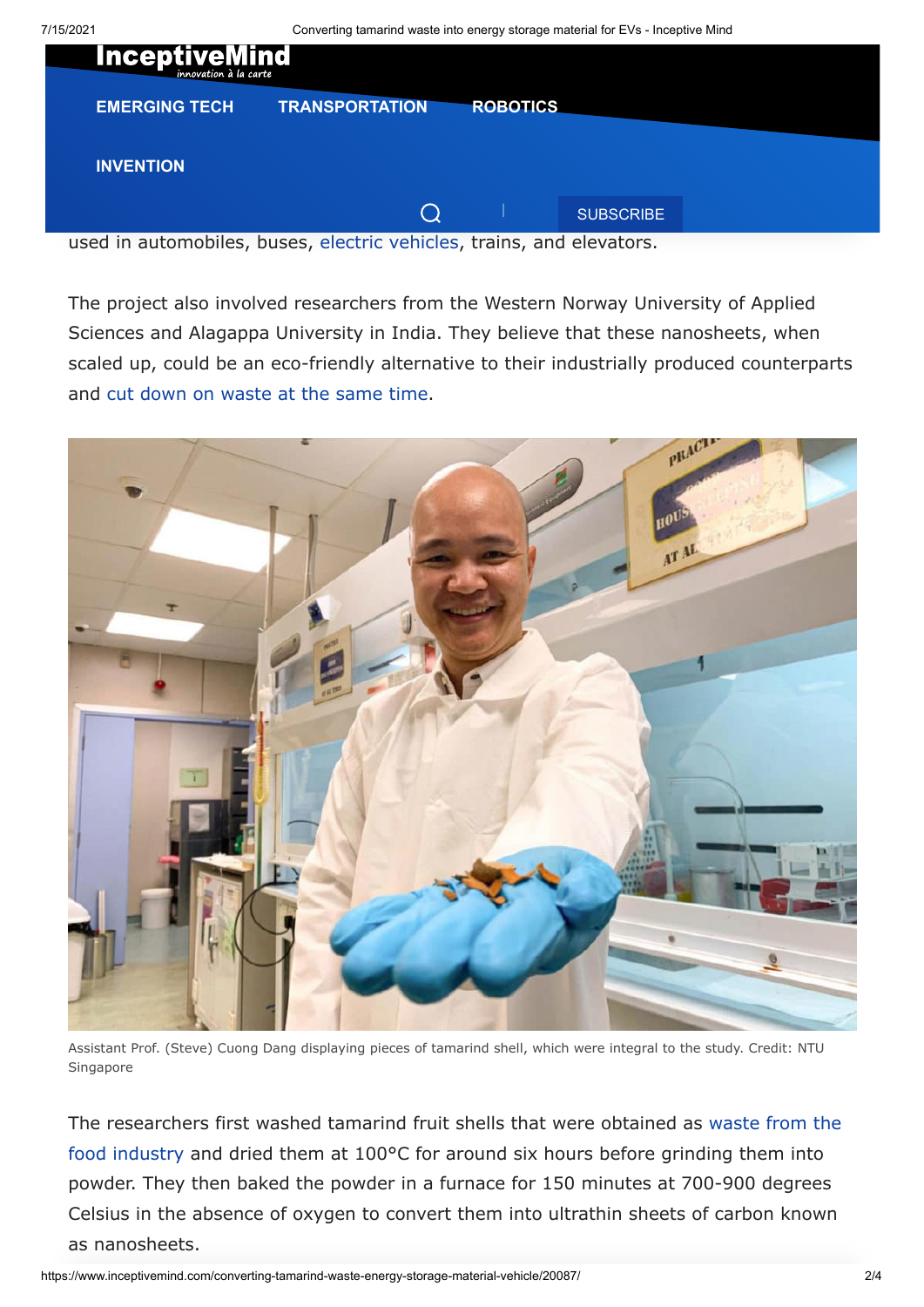used in automobiles, buses, electric vehicles, trains, and elevators.

The project also involved researchers from the Western Norway University of Applied Sciences and Alagappa University in India. They believe that these nanosheets, when scaled up, could be an eco-friendly alternative to their industrially produced counterparts and cut down on waste at the same time.

Assistant Prof. (Steve) Cuong Dang displaying pieces of tamarind shell, which were integral to the study. Credit: NTU Singapore

The researchers first washed tamarind fruit shells that were obtained as waste from the food industry and dried them at 100°C for around six hours before grinding them into powder. They then baked the powder in a furnace for 150 minutes at 700-900 degrees Celsius in the absence of oxygen to convert them into ultrathin sheets of carbon known as nanosheets.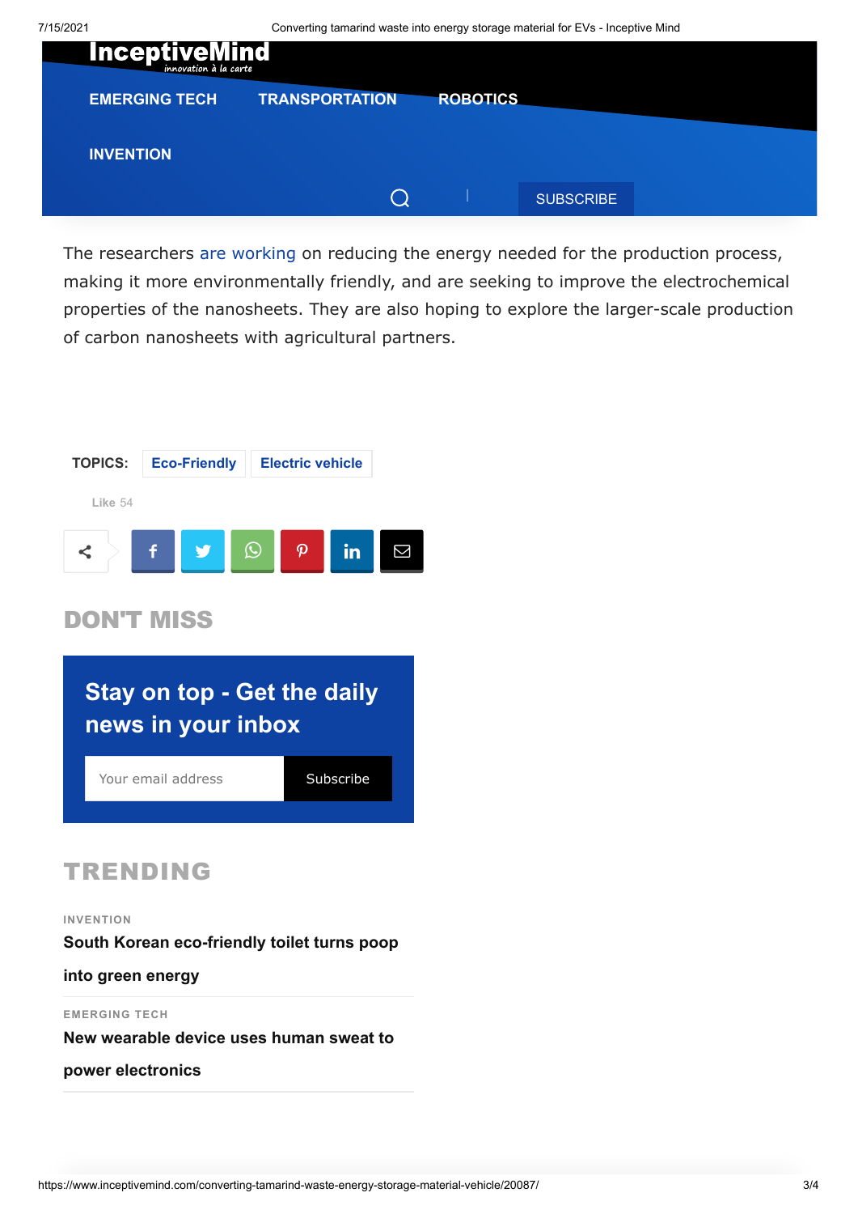The researchers are working on reducing the energy needed for the production process, making it more environmentally friendly, and are seeking to improve the electrochemical properties of the nanosheets. They are also hoping to explore the larger-scale production of carbon nanosheets with agricultural partners.

**TOPICS:** Eco-Friendly | Electric vehicle

Like 54

## DON'T MISS

### Stay on top - Get the daily news in your inbox

Your email address | Subscribe

## TRENDING

INVENTION

**South Korean eco-friendly toilet turns poop into green energy**

EMERGING TECH

**New wearable device uses human sweat to power electronics**